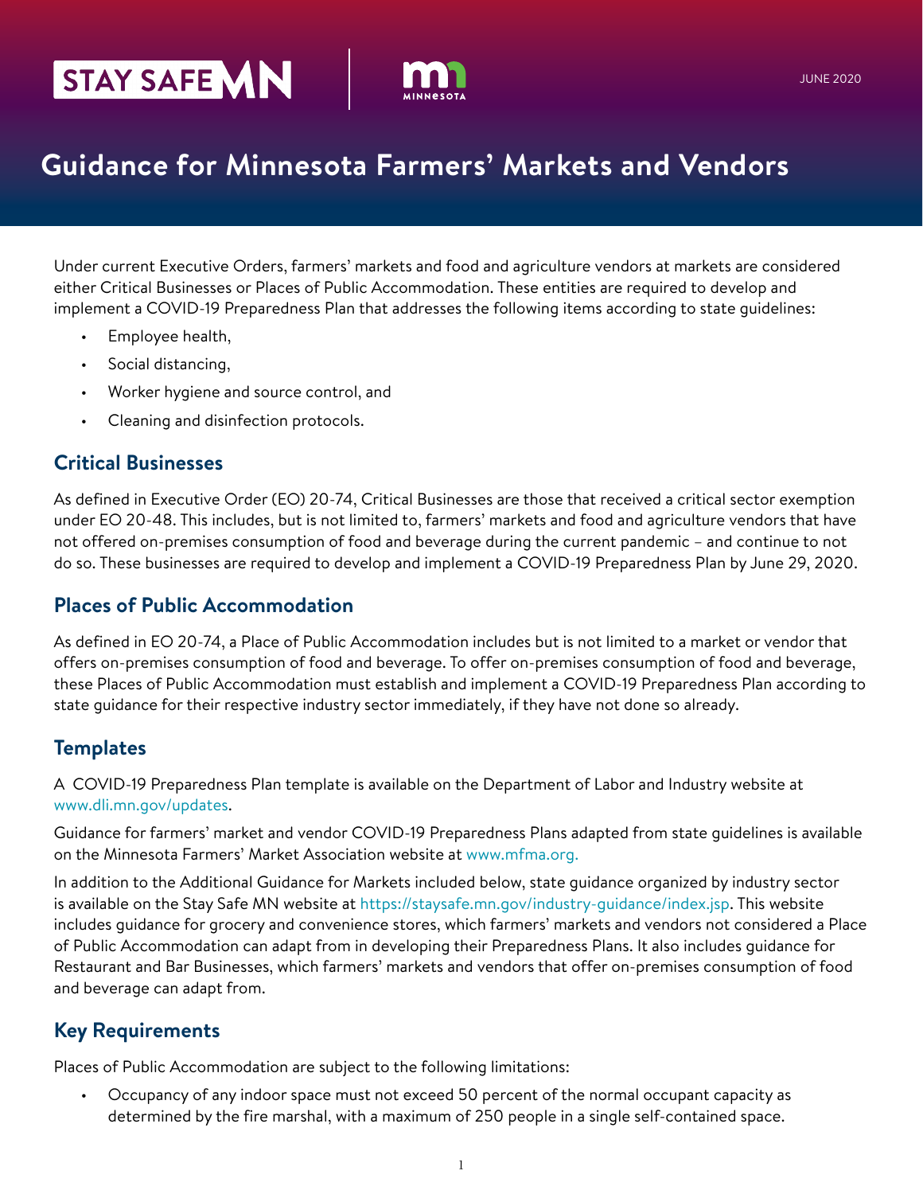STAY SAFE MN | MINNESOTA

JUNE 2020

# Guidance for Minnesota Farmers' Markets and Vendors

Under current Executive Orders, farmers' markets and food and agriculture vendors at markets are considered either Critical Businesses or Places of Public Accommodation. These entities are required to develop and implement a COVID-19 Preparedness Plan that addresses the following items according to state guidelines:

- Employee health,
- Social distancing,
- Worker hygiene and source control, and
- Cleaning and disinfection protocols.

## Critical Businesses

As defined in Executive Order (EO) 20-74, Critical Businesses are those that received a critical sector exemption under EO 20-48. This includes, but is not limited to, farmers' markets and food and agriculture vendors that have not offered on-premises consumption of food and beverage during the current pandemic – and continue to not do so. These businesses are required to develop and implement a COVID-19 Preparedness Plan by June 29, 2020.

## Places of Public Accommodation

As defined in EO 20-74, a Place of Public Accommodation includes but is not limited to a market or vendor that offers on-premises consumption of food and beverage. To offer on-premises consumption of food and beverage, these Places of Public Accommodation must establish and implement a COVID-19 Preparedness Plan according to state guidance for their respective industry sector immediately, if they have not done so already.

## Templates

A COVID-19 Preparedness Plan template is available on the Department of Labor and Industry website at www.dli.mn.gov/updates.

Guidance for farmers' market and vendor COVID-19 Preparedness Plans adapted from state guidelines is available on the Minnesota Farmers' Market Association website at www.mfma.org.

In addition to the Additional Guidance for Markets included below, state guidance organized by industry sector is available on the Stay Safe MN website at https://staysafe.mn.gov/industry-guidance/index.jsp. This website includes guidance for grocery and convenience stores, which farmers' markets and vendors not considered a Place of Public Accommodation can adapt from in developing their Preparedness Plans. It also includes guidance for Restaurant and Bar Businesses, which farmers' markets and vendors that offer on-premises consumption of food and beverage can adapt from.

## Key Requirements

Places of Public Accommodation are subject to the following limitations:

- Occupancy of any indoor space must not exceed 50 percent of the normal occupant capacity as determined by the fire marshal, with a maximum of 250 people in a single self-contained space.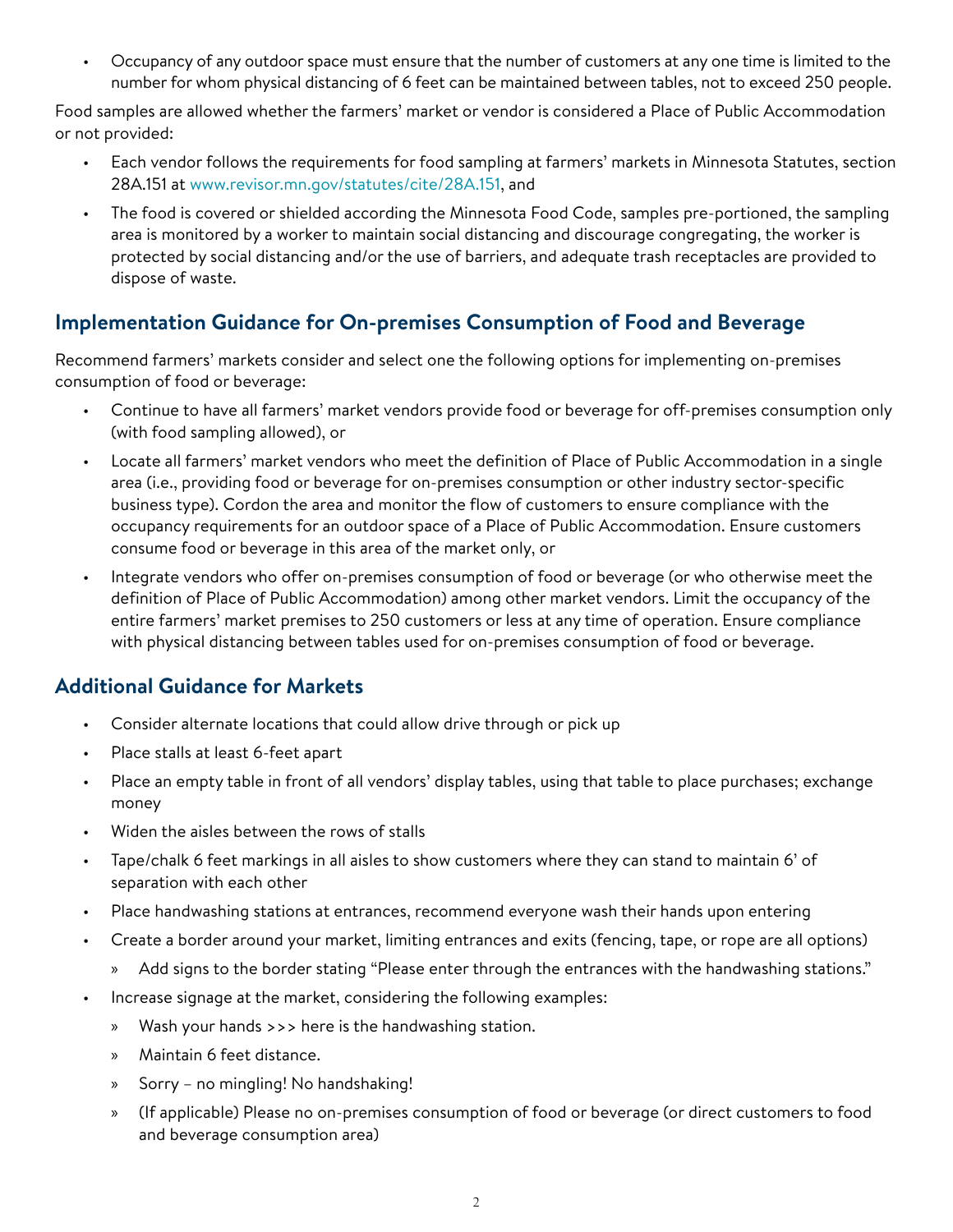- Occupancy of any outdoor space must ensure that the number of customers at any one time is limited to the number for whom physical distancing of 6 feet can be maintained between tables, not to exceed 250 people.

Food samples are allowed whether the farmers' market or vendor is considered a Place of Public Accommodation or not provided:

- Each vendor follows the requirements for food sampling at farmers' markets in Minnesota Statutes, section 28A.151 at www.revisor.mn.gov/statutes/cite/28A.151, and
- The food is covered or shielded according the Minnesota Food Code, samples pre-portioned, the sampling area is monitored by a worker to maintain social distancing and discourage congregating, the worker is protected by social distancing and/or the use of barriers, and adequate trash receptacles are provided to dispose of waste.

## Implementation Guidance for On-premises Consumption of Food and Beverage

Recommend farmers' markets consider and select one the following options for implementing on-premises consumption of food or beverage:

- Continue to have all farmers' market vendors provide food or beverage for off-premises consumption only (with food sampling allowed), or
- Locate all farmers' market vendors who meet the definition of Place of Public Accommodation in a single area (i.e., providing food or beverage for on-premises consumption or other industry sector-specific business type). Cordon the area and monitor the flow of customers to ensure compliance with the occupancy requirements for an outdoor space of a Place of Public Accommodation. Ensure customers consume food or beverage in this area of the market only, or
- Integrate vendors who offer on-premises consumption of food or beverage (or who otherwise meet the definition of Place of Public Accommodation) among other market vendors. Limit the occupancy of the entire farmers' market premises to 250 customers or less at any time of operation. Ensure compliance with physical distancing between tables used for on-premises consumption of food or beverage.

## Additional Guidance for Markets

- Consider alternate locations that could allow drive through or pick up
- Place stalls at least 6-feet apart
- Place an empty table in front of all vendors' display tables, using that table to place purchases; exchange money
- Widen the aisles between the rows of stalls
- Tape/chalk 6 feet markings in all aisles to show customers where they can stand to maintain 6' of separation with each other
- Place handwashing stations at entrances, recommend everyone wash their hands upon entering
- Create a border around your market, limiting entrances and exits (fencing, tape, or rope are all options)
  - Add signs to the border stating "Please enter through the entrances with the handwashing stations."
- Increase signage at the market, considering the following examples:
  - Wash your hands >>> here is the handwashing station.
  - Maintain 6 feet distance.
  - Sorry – no mingling! No handshaking!
  - (If applicable) Please no on-premises consumption of food or beverage (or direct customers to food and beverage consumption area)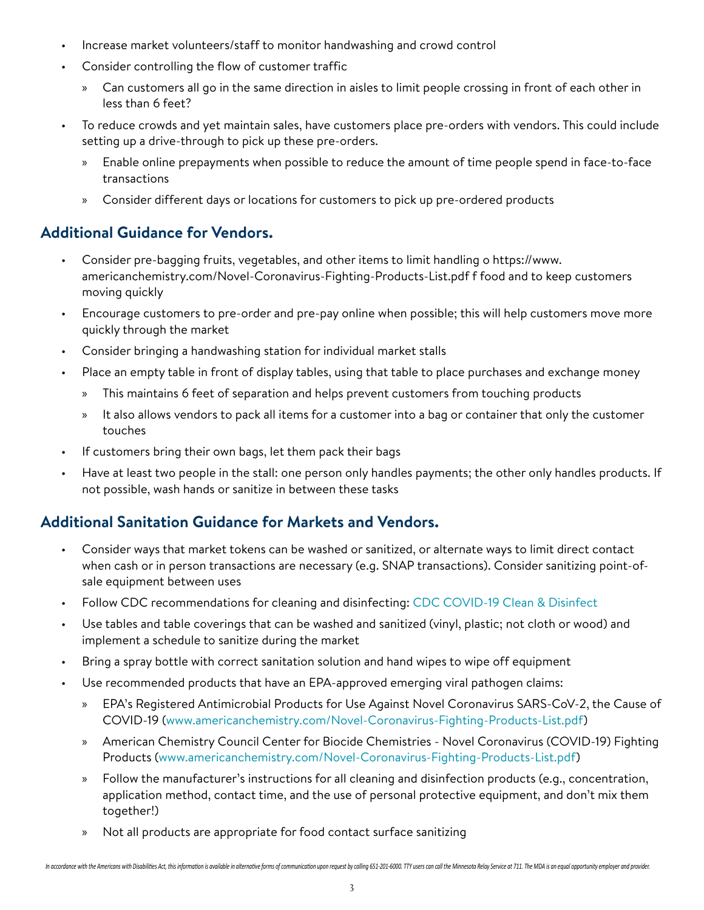- Increase market volunteers/staff to monitor handwashing and crowd control
- Consider controlling the flow of customer traffic
  - » Can customers all go in the same direction in aisles to limit people crossing in front of each other in less than 6 feet?
- To reduce crowds and yet maintain sales, have customers place pre-orders with vendors. This could include setting up a drive-through to pick up these pre-orders.
  - » Enable online prepayments when possible to reduce the amount of time people spend in face-to-face transactions
  - » Consider different days or locations for customers to pick up pre-ordered products

## Additional Guidance for Vendors.

- Consider pre-bagging fruits, vegetables, and other items to limit handling o https://www.americanchemistry.com/Novel-Coronavirus-Fighting-Products-List.pdf f food and to keep customers moving quickly
- Encourage customers to pre-order and pre-pay online when possible; this will help customers move more quickly through the market
- Consider bringing a handwashing station for individual market stalls
- Place an empty table in front of display tables, using that table to place purchases and exchange money
  - » This maintains 6 feet of separation and helps prevent customers from touching products
  - » It also allows vendors to pack all items for a customer into a bag or container that only the customer touches
- If customers bring their own bags, let them pack their bags
- Have at least two people in the stall: one person only handles payments; the other only handles products. If not possible, wash hands or sanitize in between these tasks

## Additional Sanitation Guidance for Markets and Vendors.

- Consider ways that market tokens can be washed or sanitized, or alternate ways to limit direct contact when cash or in person transactions are necessary (e.g. SNAP transactions). Consider sanitizing point-of-sale equipment between uses
- Follow CDC recommendations for cleaning and disinfecting: CDC COVID-19 Clean & Disinfect
- Use tables and table coverings that can be washed and sanitized (vinyl, plastic; not cloth or wood) and implement a schedule to sanitize during the market
- Bring a spray bottle with correct sanitation solution and hand wipes to wipe off equipment
- Use recommended products that have an EPA-approved emerging viral pathogen claims:
  - » EPA's Registered Antimicrobial Products for Use Against Novel Coronavirus SARS-CoV-2, the Cause of COVID-19 (www.americanchemistry.com/Novel-Coronavirus-Fighting-Products-List.pdf)
  - » American Chemistry Council Center for Biocide Chemistries - Novel Coronavirus (COVID-19) Fighting Products (www.americanchemistry.com/Novel-Coronavirus-Fighting-Products-List.pdf)
  - » Follow the manufacturer's instructions for all cleaning and disinfection products (e.g., concentration, application method, contact time, and the use of personal protective equipment, and don't mix them together!)
  - » Not all products are appropriate for food contact surface sanitizing

*In accordance with the Americans with Disabilities Act, this information is available in alternative forms of communication upon request by calling 651-201-6000. TTY users can call the Minnesota Relay Service at 711. The MDA is an equal opportunity employer and provider.*